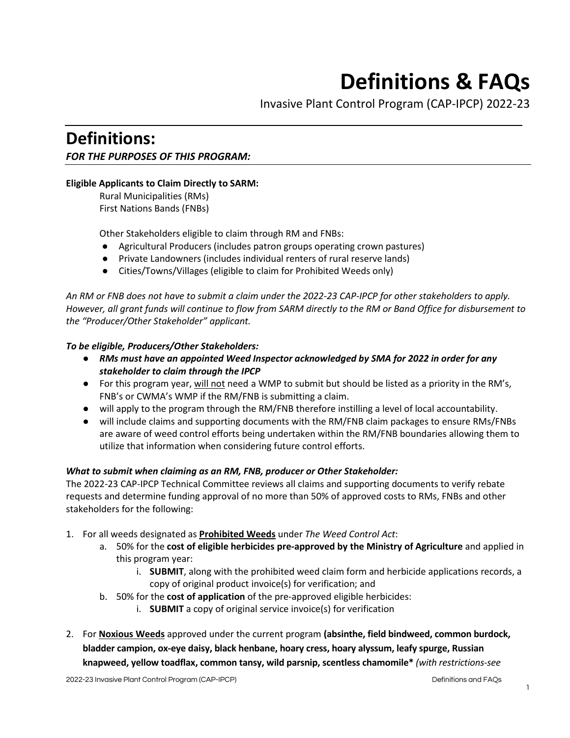# Definitions & FAQs

Invasive Plant Control Program (CAP-IPCP) 2022-23

## Definitions:

***FOR THE PURPOSES OF THIS PROGRAM:***

**Eligible Applicants to Claim Directly to SARM:**

Rural Municipalities (RMs)
First Nations Bands (FNBs)

Other Stakeholders eligible to claim through RM and FNBs:

- Agricultural Producers (includes patron groups operating crown pastures)
- Private Landowners (includes individual renters of rural reserve lands)
- Cities/Towns/Villages (eligible to claim for Prohibited Weeds only)

*An RM or FNB does not have to submit a claim under the 2022-23 CAP-IPCP for other stakeholders to apply. However, all grant funds will continue to flow from SARM directly to the RM or Band Office for disbursement to the "Producer/Other Stakeholder" applicant.*

***To be eligible, Producers/Other Stakeholders:***

- ***RMs must have an appointed Weed Inspector acknowledged by SMA for 2022 in order for any stakeholder to claim through the IPCP***
- For this program year, <u>will not</u> need a WMP to submit but should be listed as a priority in the RM's, FNB's or CWMA's WMP if the RM/FNB is submitting a claim.
- will apply to the program through the RM/FNB therefore instilling a level of local accountability.
- will include claims and supporting documents with the RM/FNB claim packages to ensure RMs/FNBs are aware of weed control efforts being undertaken within the RM/FNB boundaries allowing them to utilize that information when considering future control efforts.

***What to submit when claiming as an RM, FNB, producer or Other Stakeholder:***

The 2022-23 CAP-IPCP Technical Committee reviews all claims and supporting documents to verify rebate requests and determine funding approval of no more than 50% of approved costs to RMs, FNBs and other stakeholders for the following:

1. For all weeds designated as **<u>Prohibited Weeds</u>** under *The Weed Control Act*:
   a. 50% for the **cost of eligible herbicides pre-approved by the Ministry of Agriculture** and applied in this program year:
      i. **SUBMIT**, along with the prohibited weed claim form and herbicide applications records, a copy of original product invoice(s) for verification; and
   b. 50% for the **cost of application** of the pre-approved eligible herbicides:
      i. **SUBMIT** a copy of original service invoice(s) for verification
2. For **<u>Noxious Weeds</u>** approved under the current program **(absinthe, field bindweed, common burdock, bladder campion, ox-eye daisy, black henbane, hoary cress, hoary alyssum, leafy spurge, Russian knapweed, yellow toadflax, common tansy, wild parsnip, scentless chamomile*** *(with restrictions-see*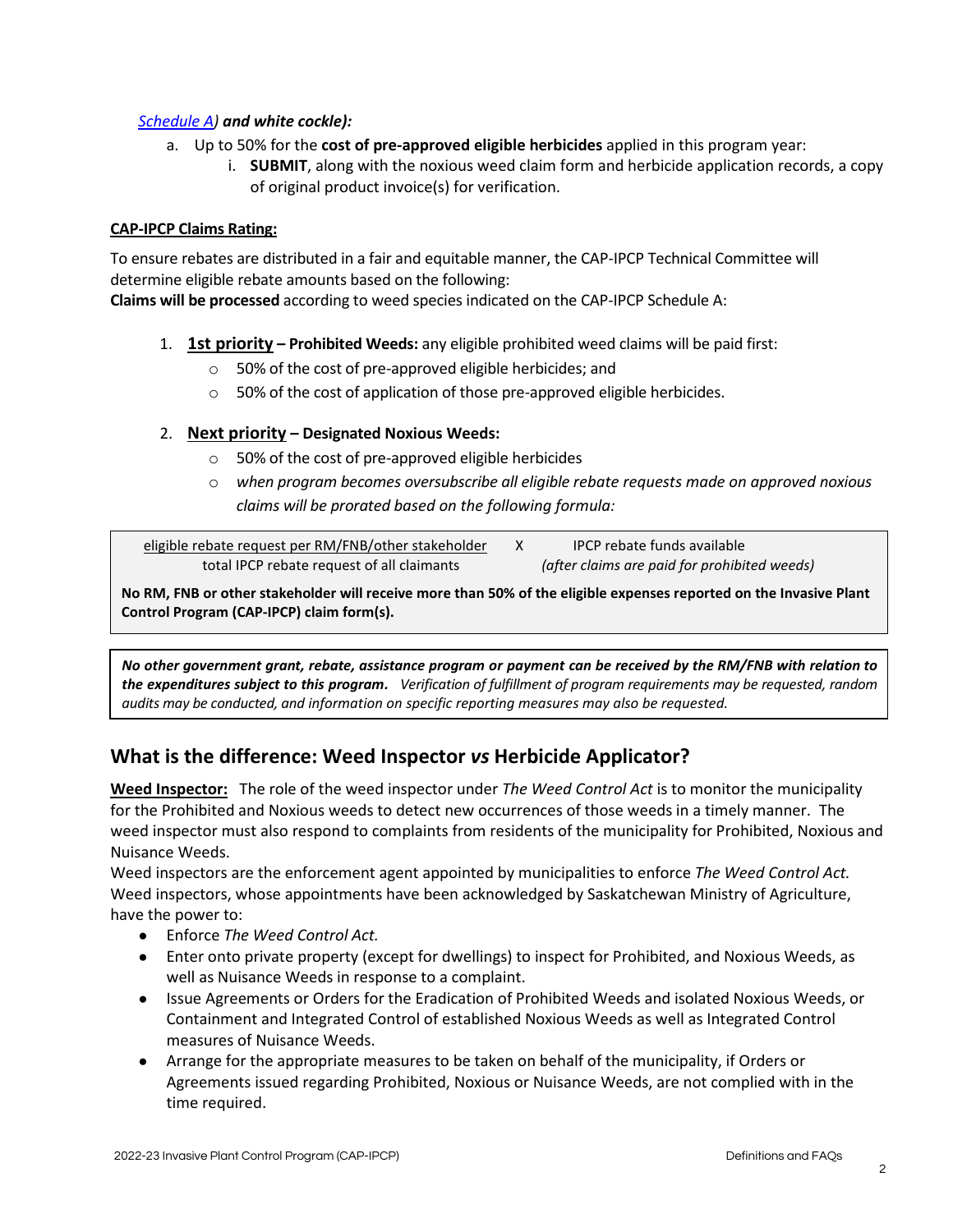*[Schedule A](#)) and white cockle):*

a. Up to 50% for the **cost of pre-approved eligible herbicides** applied in this program year:
   i. **SUBMIT**, along with the noxious weed claim form and herbicide application records, a copy of original product invoice(s) for verification.

**CAP-IPCP Claims Rating:**

To ensure rebates are distributed in a fair and equitable manner, the CAP-IPCP Technical Committee will determine eligible rebate amounts based on the following:
**Claims will be processed** according to weed species indicated on the CAP-IPCP Schedule A:

1. **1st priority – Prohibited Weeds:** any eligible prohibited weed claims will be paid first:
   - 50% of the cost of pre-approved eligible herbicides; and
   - 50% of the cost of application of those pre-approved eligible herbicides.
2. **Next priority – Designated Noxious Weeds:**
   - 50% of the cost of pre-approved eligible herbicides
   - *when program becomes oversubscribe all eligible rebate requests made on approved noxious claims will be prorated based on the following formula:*

$$\frac{\text{eligible rebate request per RM/FNB/other stakeholder}}{\text{total IPCP rebate request of all claimants}} \times \text{IPCP rebate funds available}$$

*(after claims are paid for prohibited weeds)*

**No RM, FNB or other stakeholder will receive more than 50% of the eligible expenses reported on the Invasive Plant Control Program (CAP-IPCP) claim form(s).**

***No other government grant, rebate, assistance program or payment can be received by the RM/FNB with relation to the expenditures subject to this program.*** *Verification of fulfillment of program requirements may be requested, random audits may be conducted, and information on specific reporting measures may also be requested.*

## What is the difference: Weed Inspector *vs* Herbicide Applicator?

**Weed Inspector:** The role of the weed inspector under *The Weed Control Act* is to monitor the municipality for the Prohibited and Noxious weeds to detect new occurrences of those weeds in a timely manner. The weed inspector must also respond to complaints from residents of the municipality for Prohibited, Noxious and Nuisance Weeds.

Weed inspectors are the enforcement agent appointed by municipalities to enforce *The Weed Control Act.* Weed inspectors, whose appointments have been acknowledged by Saskatchewan Ministry of Agriculture, have the power to:

- Enforce *The Weed Control Act.*
- Enter onto private property (except for dwellings) to inspect for Prohibited, and Noxious Weeds, as well as Nuisance Weeds in response to a complaint.
- Issue Agreements or Orders for the Eradication of Prohibited Weeds and isolated Noxious Weeds, or Containment and Integrated Control of established Noxious Weeds as well as Integrated Control measures of Nuisance Weeds.
- Arrange for the appropriate measures to be taken on behalf of the municipality, if Orders or Agreements issued regarding Prohibited, Noxious or Nuisance Weeds, are not complied with in the time required.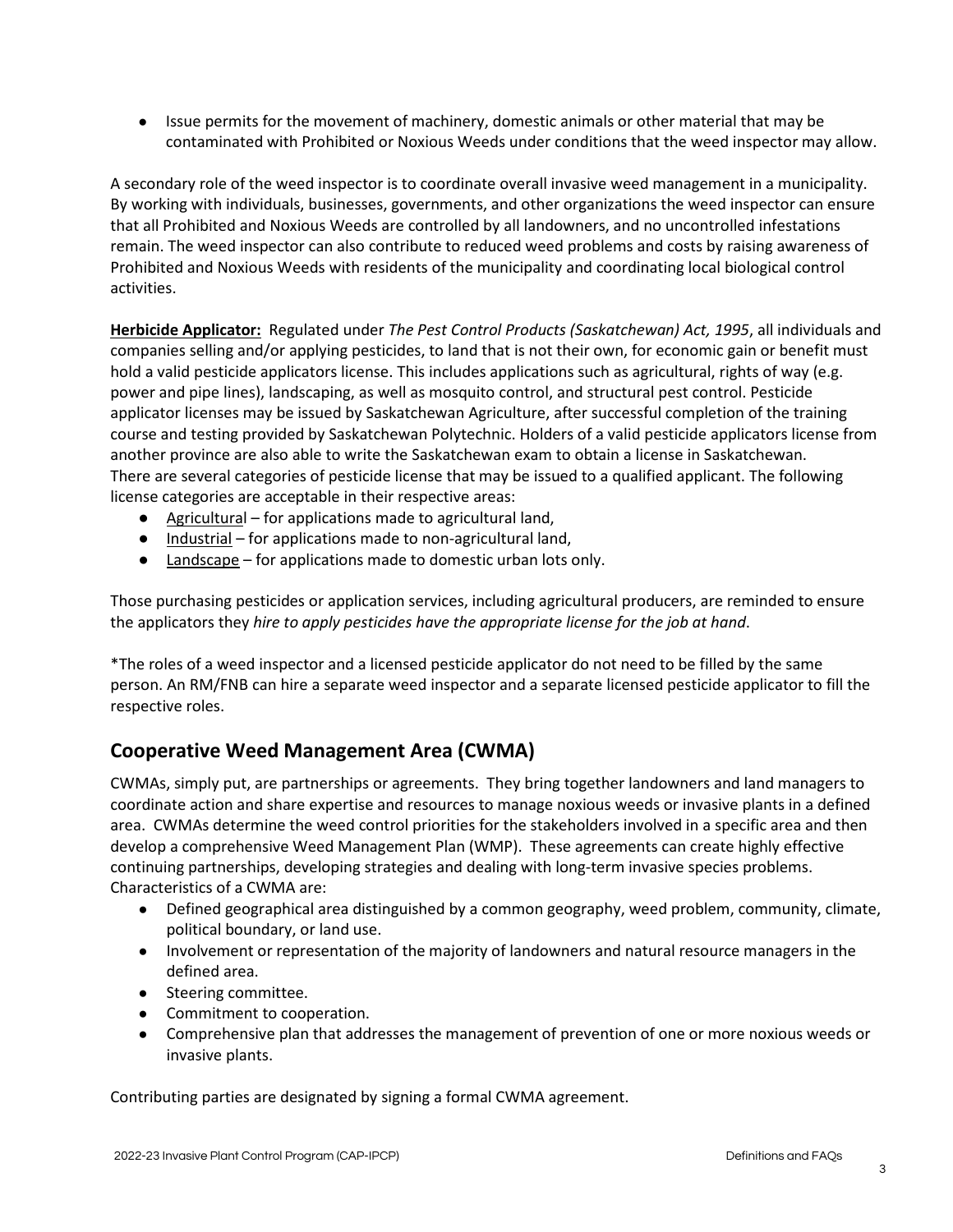- Issue permits for the movement of machinery, domestic animals or other material that may be contaminated with Prohibited or Noxious Weeds under conditions that the weed inspector may allow.

A secondary role of the weed inspector is to coordinate overall invasive weed management in a municipality. By working with individuals, businesses, governments, and other organizations the weed inspector can ensure that all Prohibited and Noxious Weeds are controlled by all landowners, and no uncontrolled infestations remain. The weed inspector can also contribute to reduced weed problems and costs by raising awareness of Prohibited and Noxious Weeds with residents of the municipality and coordinating local biological control activities.

**Herbicide Applicator:** Regulated under *The Pest Control Products (Saskatchewan) Act, 1995*, all individuals and companies selling and/or applying pesticides, to land that is not their own, for economic gain or benefit must hold a valid pesticide applicators license. This includes applications such as agricultural, rights of way (e.g. power and pipe lines), landscaping, as well as mosquito control, and structural pest control. Pesticide applicator licenses may be issued by Saskatchewan Agriculture, after successful completion of the training course and testing provided by Saskatchewan Polytechnic. Holders of a valid pesticide applicators license from another province are also able to write the Saskatchewan exam to obtain a license in Saskatchewan. There are several categories of pesticide license that may be issued to a qualified applicant. The following license categories are acceptable in their respective areas:

- Agricultural – for applications made to agricultural land,
- Industrial – for applications made to non-agricultural land,
- Landscape – for applications made to domestic urban lots only.

Those purchasing pesticides or application services, including agricultural producers, are reminded to ensure the applicators they *hire to apply pesticides have the appropriate license for the job at hand*.

*The roles of a weed inspector and a licensed pesticide applicator do not need to be filled by the same person. An RM/FNB can hire a separate weed inspector and a separate licensed pesticide applicator to fill the respective roles.

## Cooperative Weed Management Area (CWMA)

CWMAs, simply put, are partnerships or agreements. They bring together landowners and land managers to coordinate action and share expertise and resources to manage noxious weeds or invasive plants in a defined area. CWMAs determine the weed control priorities for the stakeholders involved in a specific area and then develop a comprehensive Weed Management Plan (WMP). These agreements can create highly effective continuing partnerships, developing strategies and dealing with long-term invasive species problems. Characteristics of a CWMA are:

- Defined geographical area distinguished by a common geography, weed problem, community, climate, political boundary, or land use.
- Involvement or representation of the majority of landowners and natural resource managers in the defined area.
- Steering committee.
- Commitment to cooperation.
- Comprehensive plan that addresses the management of prevention of one or more noxious weeds or invasive plants.

Contributing parties are designated by signing a formal CWMA agreement.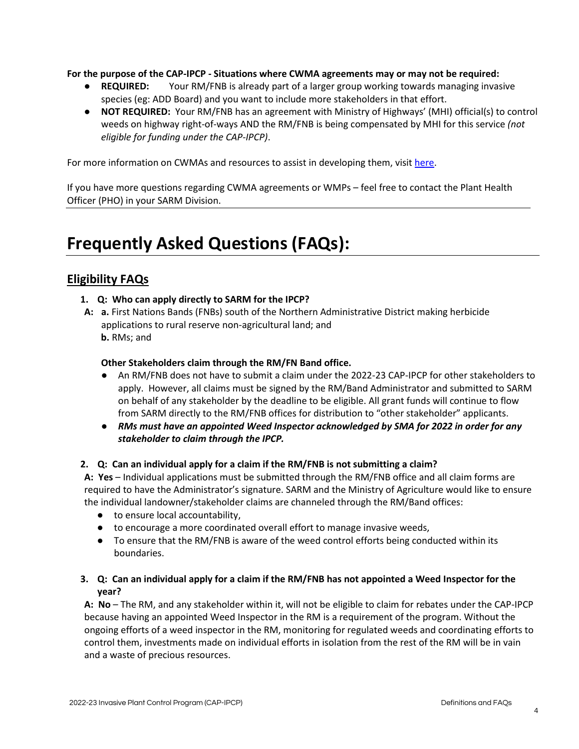**For the purpose of the CAP-IPCP - Situations where CWMA agreements may or may not be required:**

- **REQUIRED:** Your RM/FNB is already part of a larger group working towards managing invasive species (eg: ADD Board) and you want to include more stakeholders in that effort.
- **NOT REQUIRED:** Your RM/FNB has an agreement with Ministry of Highways' (MHI) official(s) to control weeds on highway right-of-ways AND the RM/FNB is being compensated by MHI for this service *(not eligible for funding under the CAP-IPCP)*.

For more information on CWMAs and resources to assist in developing them, visit here.

If you have more questions regarding CWMA agreements or WMPs – feel free to contact the Plant Health Officer (PHO) in your SARM Division.

# Frequently Asked Questions (FAQs):

## Eligibility FAQs

1. **Q: Who can apply directly to SARM for the IPCP?**

**A:** **a.** First Nations Bands (FNBs) south of the Northern Administrative District making herbicide applications to rural reserve non-agricultural land; and
**b.** RMs; and

**Other Stakeholders claim through the RM/FN Band office.**

- An RM/FNB does not have to submit a claim under the 2022-23 CAP-IPCP for other stakeholders to apply. However, all claims must be signed by the RM/Band Administrator and submitted to SARM on behalf of any stakeholder by the deadline to be eligible. All grant funds will continue to flow from SARM directly to the RM/FNB offices for distribution to "other stakeholder" applicants.
- ***RMs must have an appointed Weed Inspector acknowledged by SMA for 2022 in order for any stakeholder to claim through the IPCP.***

2. **Q: Can an individual apply for a claim if the RM/FNB is not submitting a claim?**

**A: Yes** – Individual applications must be submitted through the RM/FNB office and all claim forms are required to have the Administrator's signature. SARM and the Ministry of Agriculture would like to ensure the individual landowner/stakeholder claims are channeled through the RM/Band offices:

- to ensure local accountability,
- to encourage a more coordinated overall effort to manage invasive weeds,
- To ensure that the RM/FNB is aware of the weed control efforts being conducted within its boundaries.

3. **Q: Can an individual apply for a claim if the RM/FNB has not appointed a Weed Inspector for the year?**

**A: No** – The RM, and any stakeholder within it, will not be eligible to claim for rebates under the CAP-IPCP because having an appointed Weed Inspector in the RM is a requirement of the program. Without the ongoing efforts of a weed inspector in the RM, monitoring for regulated weeds and coordinating efforts to control them, investments made on individual efforts in isolation from the rest of the RM will be in vain and a waste of precious resources.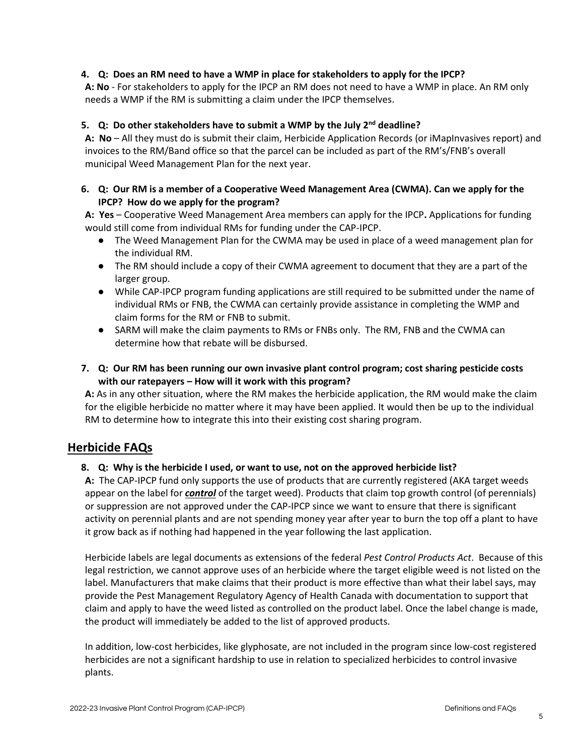4. **Q: Does an RM need to have a WMP in place for stakeholders to apply for the IPCP?**
   **A: No** - For stakeholders to apply for the IPCP an RM does not need to have a WMP in place. An RM only needs a WMP if the RM is submitting a claim under the IPCP themselves.

5. **Q: Do other stakeholders have to submit a WMP by the July 2nd deadline?**
   **A: No** – All they must do is submit their claim, Herbicide Application Records (or iMapInvasives report) and invoices to the RM/Band office so that the parcel can be included as part of the RM's/FNB's overall municipal Weed Management Plan for the next year.

6. **Q: Our RM is a member of a Cooperative Weed Management Area (CWMA). Can we apply for the IPCP? How do we apply for the program?**
   **A: Yes** – Cooperative Weed Management Area members can apply for the IPCP**.** Applications for funding would still come from individual RMs for funding under the CAP-IPCP.
   - The Weed Management Plan for the CWMA may be used in place of a weed management plan for the individual RM.
   - The RM should include a copy of their CWMA agreement to document that they are a part of the larger group.
   - While CAP-IPCP program funding applications are still required to be submitted under the name of individual RMs or FNB, the CWMA can certainly provide assistance in completing the WMP and claim forms for the RM or FNB to submit.
   - SARM will make the claim payments to RMs or FNBs only. The RM, FNB and the CWMA can determine how that rebate will be disbursed.

7. **Q: Our RM has been running our own invasive plant control program; cost sharing pesticide costs with our ratepayers – How will it work with this program?**
   **A:** As in any other situation, where the RM makes the herbicide application, the RM would make the claim for the eligible herbicide no matter where it may have been applied. It would then be up to the individual RM to determine how to integrate this into their existing cost sharing program.

## Herbicide FAQs

8. **Q: Why is the herbicide I used, or want to use, not on the approved herbicide list?**
   **A:** The CAP-IPCP fund only supports the use of products that are currently registered (AKA target weeds appear on the label for ***control*** of the target weed). Products that claim top growth control (of perennials) or suppression are not approved under the CAP-IPCP since we want to ensure that there is significant activity on perennial plants and are not spending money year after year to burn the top off a plant to have it grow back as if nothing had happened in the year following the last application.

   Herbicide labels are legal documents as extensions of the federal *Pest Control Products Act*. Because of this legal restriction, we cannot approve uses of an herbicide where the target eligible weed is not listed on the label. Manufacturers that make claims that their product is more effective than what their label says, may provide the Pest Management Regulatory Agency of Health Canada with documentation to support that claim and apply to have the weed listed as controlled on the product label. Once the label change is made, the product will immediately be added to the list of approved products.

   In addition, low-cost herbicides, like glyphosate, are not included in the program since low-cost registered herbicides are not a significant hardship to use in relation to specialized herbicides to control invasive plants.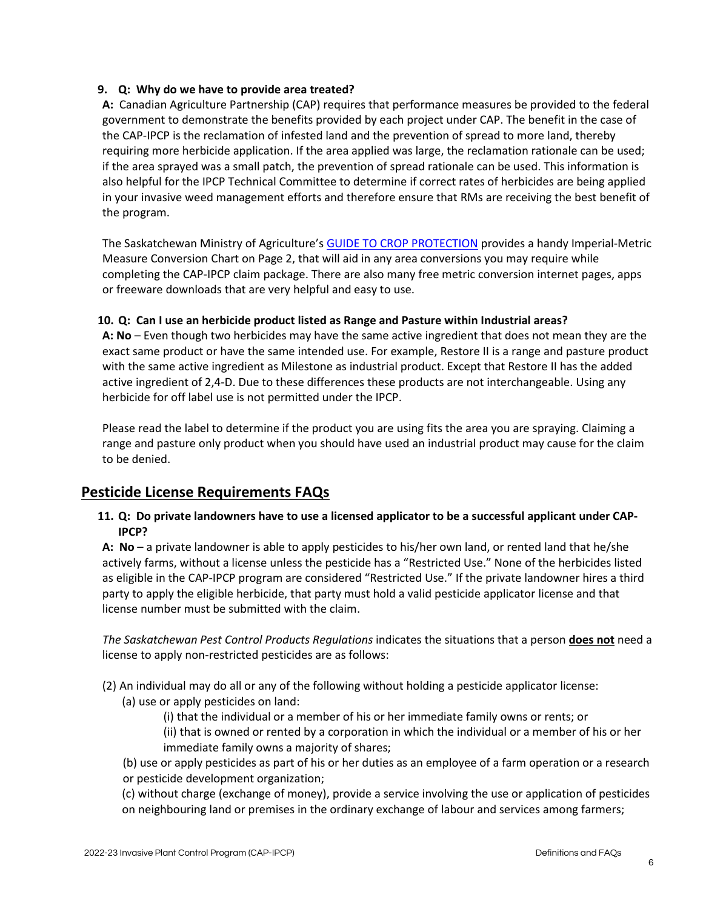**9. Q: Why do we have to provide area treated?**

**A:** Canadian Agriculture Partnership (CAP) requires that performance measures be provided to the federal government to demonstrate the benefits provided by each project under CAP. The benefit in the case of the CAP-IPCP is the reclamation of infested land and the prevention of spread to more land, thereby requiring more herbicide application. If the area applied was large, the reclamation rationale can be used; if the area sprayed was a small patch, the prevention of spread rationale can be used. This information is also helpful for the IPCP Technical Committee to determine if correct rates of herbicides are being applied in your invasive weed management efforts and therefore ensure that RMs are receiving the best benefit of the program.

The Saskatchewan Ministry of Agriculture's GUIDE TO CROP PROTECTION provides a handy Imperial-Metric Measure Conversion Chart on Page 2, that will aid in any area conversions you may require while completing the CAP-IPCP claim package. There are also many free metric conversion internet pages, apps or freeware downloads that are very helpful and easy to use.

**10. Q: Can I use an herbicide product listed as Range and Pasture within Industrial areas?**

**A: No** – Even though two herbicides may have the same active ingredient that does not mean they are the exact same product or have the same intended use. For example, Restore II is a range and pasture product with the same active ingredient as Milestone as industrial product. Except that Restore II has the added active ingredient of 2,4-D. Due to these differences these products are not interchangeable. Using any herbicide for off label use is not permitted under the IPCP.

Please read the label to determine if the product you are using fits the area you are spraying. Claiming a range and pasture only product when you should have used an industrial product may cause for the claim to be denied.

## Pesticide License Requirements FAQs

**11. Q: Do private landowners have to use a licensed applicator to be a successful applicant under CAP-IPCP?**

**A: No** – a private landowner is able to apply pesticides to his/her own land, or rented land that he/she actively farms, without a license unless the pesticide has a "Restricted Use." None of the herbicides listed as eligible in the CAP-IPCP program are considered "Restricted Use." If the private landowner hires a third party to apply the eligible herbicide, that party must hold a valid pesticide applicator license and that license number must be submitted with the claim.

*The Saskatchewan Pest Control Products Regulations* indicates the situations that a person **does not** need a license to apply non-restricted pesticides are as follows:

(2) An individual may do all or any of the following without holding a pesticide applicator license:

(a) use or apply pesticides on land:

(i) that the individual or a member of his or her immediate family owns or rents; or

(ii) that is owned or rented by a corporation in which the individual or a member of his or her immediate family owns a majority of shares;

(b) use or apply pesticides as part of his or her duties as an employee of a farm operation or a research or pesticide development organization;

(c) without charge (exchange of money), provide a service involving the use or application of pesticides on neighbouring land or premises in the ordinary exchange of labour and services among farmers;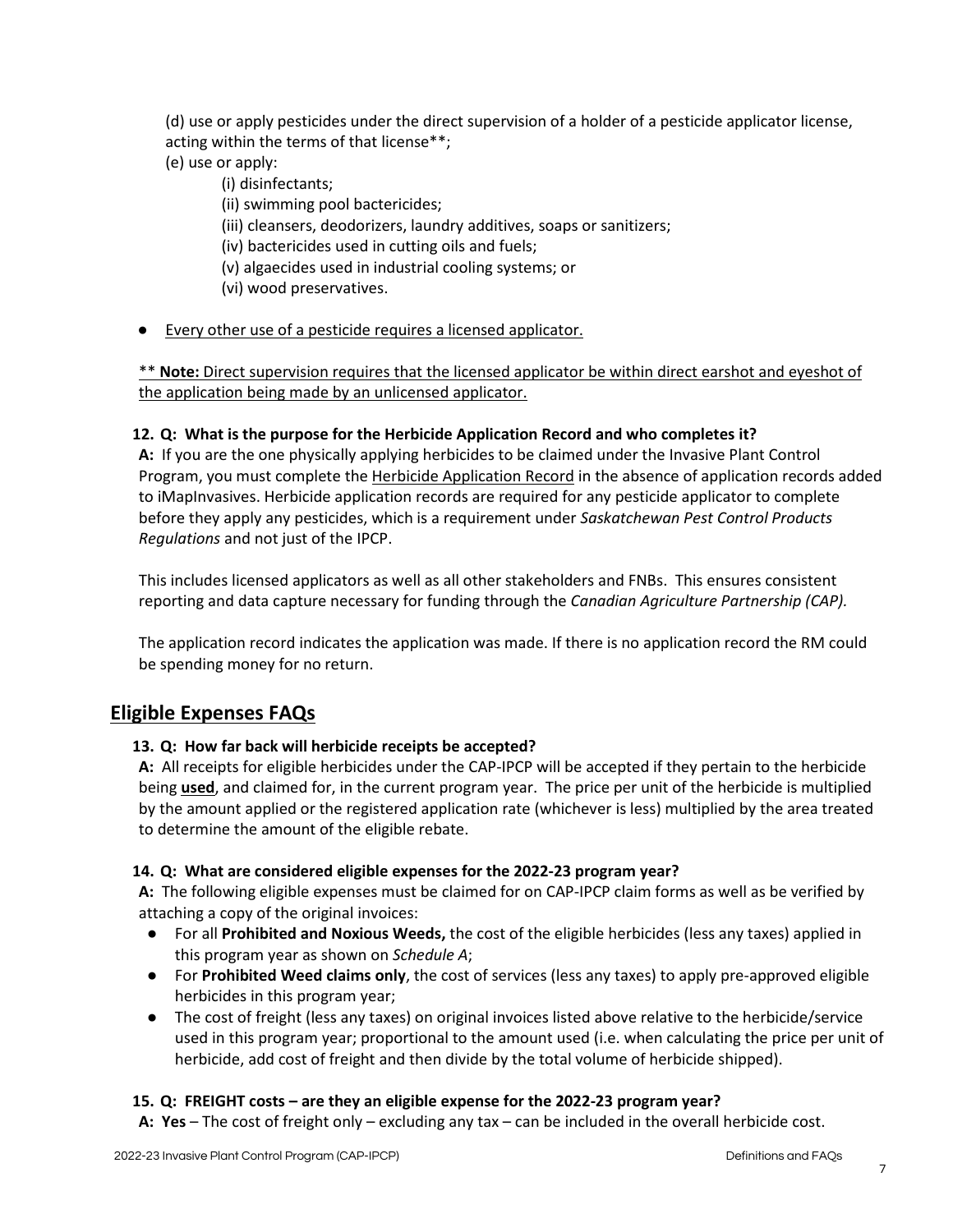(d) use or apply pesticides under the direct supervision of a holder of a pesticide applicator license, acting within the terms of that license**;

(e) use or apply:

- (i) disinfectants;
- (ii) swimming pool bactericides;
- (iii) cleansers, deodorizers, laundry additives, soaps or sanitizers;
- (iv) bactericides used in cutting oils and fuels;
- (v) algaecides used in industrial cooling systems; or
- (vi) wood preservatives.

- Every other use of a pesticide requires a licensed applicator.

** **Note:** Direct supervision requires that the licensed applicator be within direct earshot and eyeshot of the application being made by an unlicensed applicator.

**12. Q: What is the purpose for the Herbicide Application Record and who completes it?**

**A:** If you are the one physically applying herbicides to be claimed under the Invasive Plant Control Program, you must complete the Herbicide Application Record in the absence of application records added to iMapInvasives. Herbicide application records are required for any pesticide applicator to complete before they apply any pesticides, which is a requirement under *Saskatchewan Pest Control Products Regulations* and not just of the IPCP.

This includes licensed applicators as well as all other stakeholders and FNBs. This ensures consistent reporting and data capture necessary for funding through the *Canadian Agriculture Partnership (CAP).*

The application record indicates the application was made. If there is no application record the RM could be spending money for no return.

## Eligible Expenses FAQs

**13. Q: How far back will herbicide receipts be accepted?**

**A:** All receipts for eligible herbicides under the CAP-IPCP will be accepted if they pertain to the herbicide being **used**, and claimed for, in the current program year. The price per unit of the herbicide is multiplied by the amount applied or the registered application rate (whichever is less) multiplied by the area treated to determine the amount of the eligible rebate.

**14. Q: What are considered eligible expenses for the 2022-23 program year?**

**A:** The following eligible expenses must be claimed for on CAP-IPCP claim forms as well as be verified by attaching a copy of the original invoices:

- For all **Prohibited and Noxious Weeds,** the cost of the eligible herbicides (less any taxes) applied in this program year as shown on *Schedule A*;
- For **Prohibited Weed claims only**, the cost of services (less any taxes) to apply pre-approved eligible herbicides in this program year;
- The cost of freight (less any taxes) on original invoices listed above relative to the herbicide/service used in this program year; proportional to the amount used (i.e. when calculating the price per unit of herbicide, add cost of freight and then divide by the total volume of herbicide shipped).

**15. Q: FREIGHT costs – are they an eligible expense for the 2022-23 program year?**

**A: Yes** – The cost of freight only – excluding any tax – can be included in the overall herbicide cost.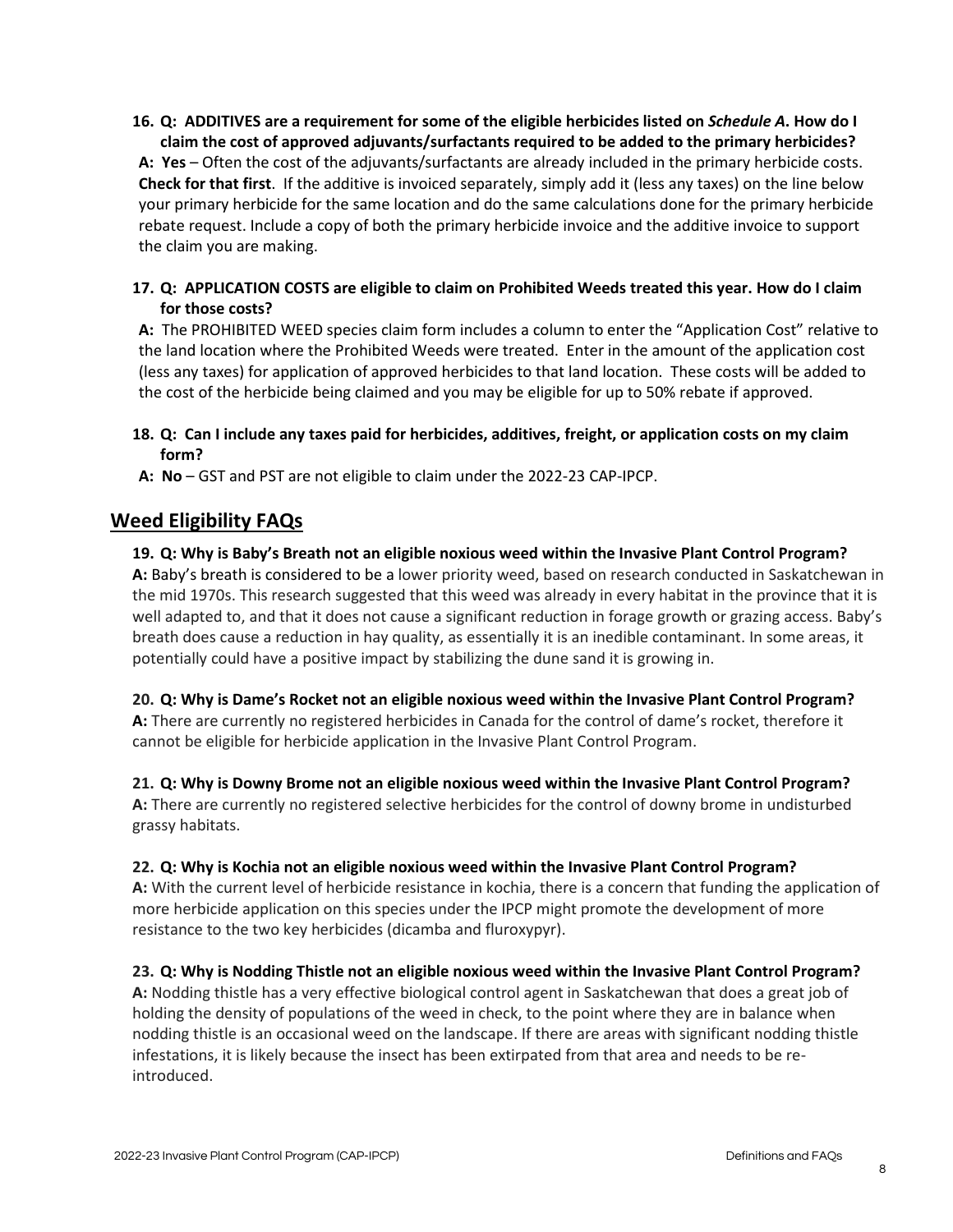16. **Q: ADDITIVES are a requirement for some of the eligible herbicides listed on *Schedule A*. How do I claim the cost of approved adjuvants/surfactants required to be added to the primary herbicides?**
   **A: Yes** – Often the cost of the adjuvants/surfactants are already included in the primary herbicide costs. **Check for that first**. If the additive is invoiced separately, simply add it (less any taxes) on the line below your primary herbicide for the same location and do the same calculations done for the primary herbicide rebate request. Include a copy of both the primary herbicide invoice and the additive invoice to support the claim you are making.

17. **Q: APPLICATION COSTS are eligible to claim on Prohibited Weeds treated this year. How do I claim for those costs?**
   **A:** The PROHIBITED WEED species claim form includes a column to enter the "Application Cost" relative to the land location where the Prohibited Weeds were treated. Enter in the amount of the application cost (less any taxes) for application of approved herbicides to that land location. These costs will be added to the cost of the herbicide being claimed and you may be eligible for up to 50% rebate if approved.

18. **Q: Can I include any taxes paid for herbicides, additives, freight, or application costs on my claim form?**
   **A: No** – GST and PST are not eligible to claim under the 2022-23 CAP-IPCP.

## Weed Eligibility FAQs

19. **Q: Why is Baby's Breath not an eligible noxious weed within the Invasive Plant Control Program?**
   **A:** Baby's breath is considered to be a lower priority weed, based on research conducted in Saskatchewan in the mid 1970s. This research suggested that this weed was already in every habitat in the province that it is well adapted to, and that it does not cause a significant reduction in forage growth or grazing access. Baby's breath does cause a reduction in hay quality, as essentially it is an inedible contaminant. In some areas, it potentially could have a positive impact by stabilizing the dune sand it is growing in.

20. **Q: Why is Dame's Rocket not an eligible noxious weed within the Invasive Plant Control Program?**
   **A:** There are currently no registered herbicides in Canada for the control of dame's rocket, therefore it cannot be eligible for herbicide application in the Invasive Plant Control Program.

21. **Q: Why is Downy Brome not an eligible noxious weed within the Invasive Plant Control Program?**
   **A:** There are currently no registered selective herbicides for the control of downy brome in undisturbed grassy habitats.

22. **Q: Why is Kochia not an eligible noxious weed within the Invasive Plant Control Program?**
   **A:** With the current level of herbicide resistance in kochia, there is a concern that funding the application of more herbicide application on this species under the IPCP might promote the development of more resistance to the two key herbicides (dicamba and fluroxypyr).

23. **Q: Why is Nodding Thistle not an eligible noxious weed within the Invasive Plant Control Program?**
   **A:** Nodding thistle has a very effective biological control agent in Saskatchewan that does a great job of holding the density of populations of the weed in check, to the point where they are in balance when nodding thistle is an occasional weed on the landscape. If there are areas with significant nodding thistle infestations, it is likely because the insect has been extirpated from that area and needs to be re-introduced.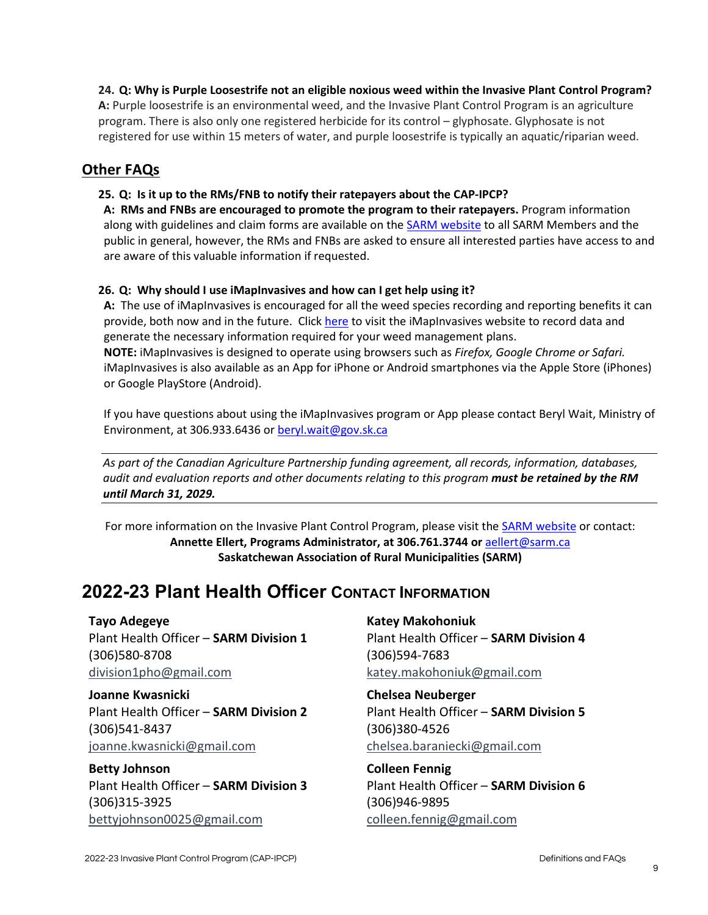**24. Q: Why is Purple Loosestrife not an eligible noxious weed within the Invasive Plant Control Program?**
**A:** Purple loosestrife is an environmental weed, and the Invasive Plant Control Program is an agriculture program. There is also only one registered herbicide for its control – glyphosate. Glyphosate is not registered for use within 15 meters of water, and purple loosestrife is typically an aquatic/riparian weed.

## Other FAQs

**25. Q: Is it up to the RMs/FNB to notify their ratepayers about the CAP-IPCP?**
**A: RMs and FNBs are encouraged to promote the program to their ratepayers.** Program information along with guidelines and claim forms are available on the SARM website to all SARM Members and the public in general, however, the RMs and FNBs are asked to ensure all interested parties have access to and are aware of this valuable information if requested.

**26. Q: Why should I use iMapInvasives and how can I get help using it?**
**A:** The use of iMapInvasives is encouraged for all the weed species recording and reporting benefits it can provide, both now and in the future. Click here to visit the iMapInvasives website to record data and generate the necessary information required for your weed management plans.
**NOTE:** iMapInvasives is designed to operate using browsers such as *Firefox, Google Chrome or Safari.* iMapInvasives is also available as an App for iPhone or Android smartphones via the Apple Store (iPhones) or Google PlayStore (Android).

If you have questions about using the iMapInvasives program or App please contact Beryl Wait, Ministry of Environment, at 306.933.6436 or beryl.wait@gov.sk.ca

---

*As part of the Canadian Agriculture Partnership funding agreement, all records, information, databases, audit and evaluation reports and other documents relating to this program* ***must be retained by the RM until March 31, 2029.***

---

For more information on the Invasive Plant Control Program, please visit the SARM website or contact:
**Annette Ellert, Programs Administrator, at 306.761.3744 or** aellert@sarm.ca
**Saskatchewan Association of Rural Municipalities (SARM)**

# 2022-23 Plant Health Officer Contact Information

**Tayo Adegeye**
Plant Health Officer – **SARM Division 1**
(306)580-8708
division1pho@gmail.com

**Joanne Kwasnicki**
Plant Health Officer – **SARM Division 2**
(306)541-8437
joanne.kwasnicki@gmail.com

**Betty Johnson**
Plant Health Officer – **SARM Division 3**
(306)315-3925
bettyjohnson0025@gmail.com

**Katey Makohoniuk**
Plant Health Officer – **SARM Division 4**
(306)594-7683
katey.makohoniuk@gmail.com

**Chelsea Neuberger**
Plant Health Officer – **SARM Division 5**
(306)380-4526
chelsea.baraniecki@gmail.com

**Colleen Fennig**
Plant Health Officer – **SARM Division 6**
(306)946-9895
colleen.fennig@gmail.com